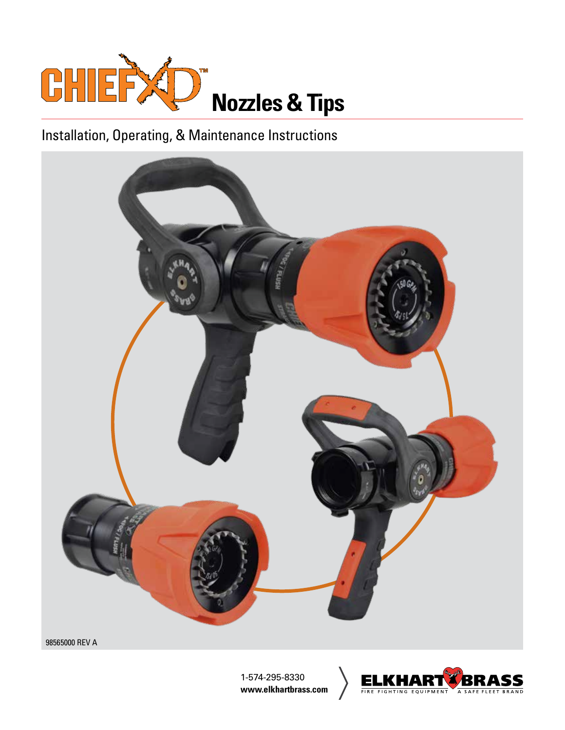# CHIEF XD™ Nozzles & Tips

Installation, Operating, & Maintenance Instructions

98565000 REV A

1-574-295-8330
**www.elkhartbrass.com**

ELKHART BRASS
FIRE FIGHTING EQUIPMENT · A SAFE FLEET BRAND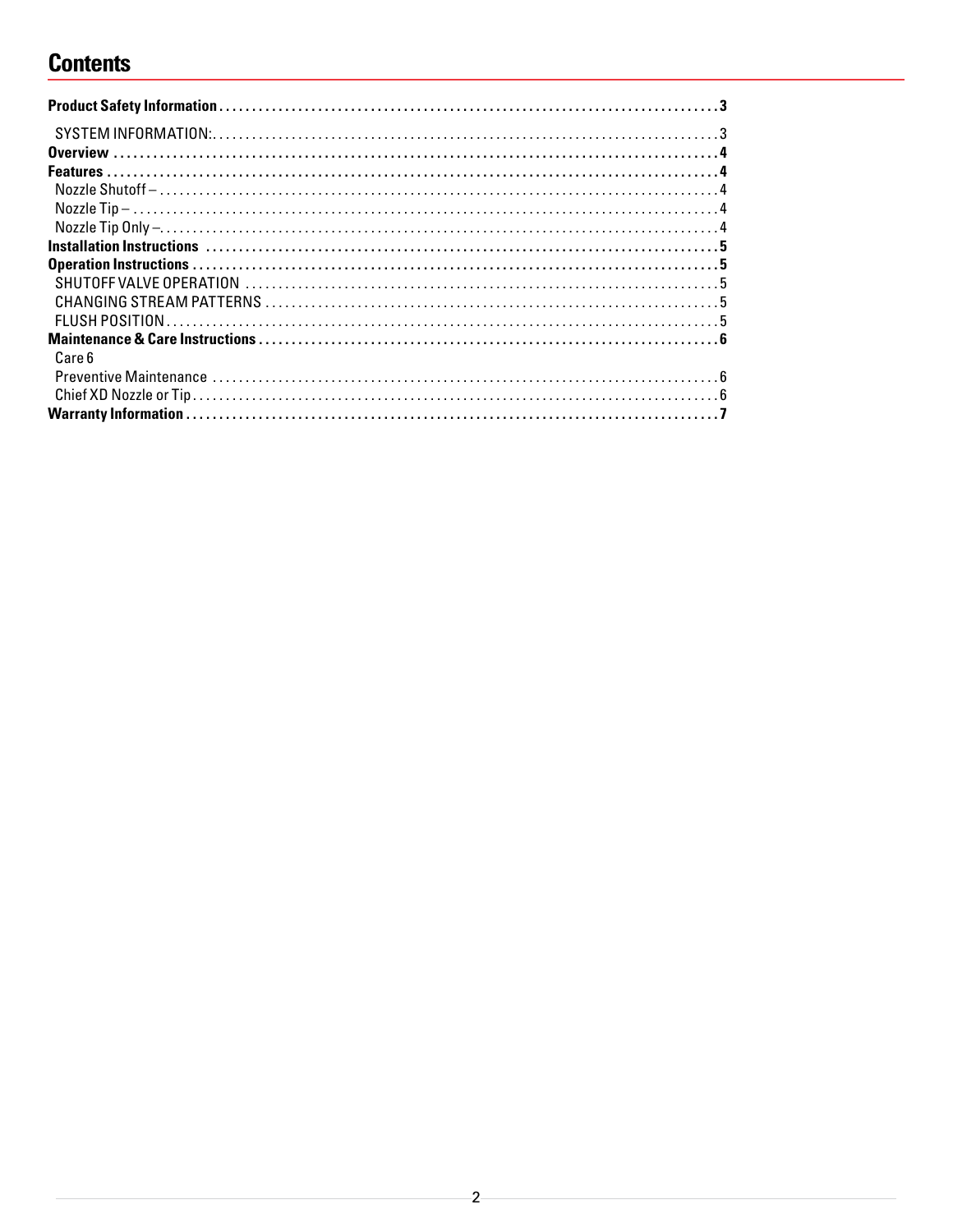# Contents

**Product Safety Information** . . . . . . . . . . . . . . . . . . . . . . . . . . . . . . . . . . . . . . . . . . . . . . . . . . . . . . . . . . . . . . . . . . . . . . . . . **3**

SYSTEM INFORMATION: . . . . . . . . . . . . . . . . . . . . . . . . . . . . . . . . . . . . . . . . . . . . . . . . . . . . . . . . . . . . . . . . . . . . . . . . . 3

**Overview** . . . . . . . . . . . . . . . . . . . . . . . . . . . . . . . . . . . . . . . . . . . . . . . . . . . . . . . . . . . . . . . . . . . . . . . . . . . . . . . . **4**

**Features** . . . . . . . . . . . . . . . . . . . . . . . . . . . . . . . . . . . . . . . . . . . . . . . . . . . . . . . . . . . . . . . . . . . . . . . . . . . . . . . . **4**

Nozzle Shutoff – . . . . . . . . . . . . . . . . . . . . . . . . . . . . . . . . . . . . . . . . . . . . . . . . . . . . . . . . . . . . . . . . . . . . . . . . . . . 4

Nozzle Tip – . . . . . . . . . . . . . . . . . . . . . . . . . . . . . . . . . . . . . . . . . . . . . . . . . . . . . . . . . . . . . . . . . . . . . . . . . . . . . . 4

Nozzle Tip Only –. . . . . . . . . . . . . . . . . . . . . . . . . . . . . . . . . . . . . . . . . . . . . . . . . . . . . . . . . . . . . . . . . . . . . . . . . . . 4

**Installation Instructions** . . . . . . . . . . . . . . . . . . . . . . . . . . . . . . . . . . . . . . . . . . . . . . . . . . . . . . . . . . . . . . . . . . . . . . **5**

**Operation Instructions** . . . . . . . . . . . . . . . . . . . . . . . . . . . . . . . . . . . . . . . . . . . . . . . . . . . . . . . . . . . . . . . . . . . . . . . **5**

SHUTOFF VALVE OPERATION . . . . . . . . . . . . . . . . . . . . . . . . . . . . . . . . . . . . . . . . . . . . . . . . . . . . . . . . . . . . . . . . . 5

CHANGING STREAM PATTERNS . . . . . . . . . . . . . . . . . . . . . . . . . . . . . . . . . . . . . . . . . . . . . . . . . . . . . . . . . . . . . . . 5

FLUSH POSITION . . . . . . . . . . . . . . . . . . . . . . . . . . . . . . . . . . . . . . . . . . . . . . . . . . . . . . . . . . . . . . . . . . . . . . . . . . 5

**Maintenance & Care Instructions** . . . . . . . . . . . . . . . . . . . . . . . . . . . . . . . . . . . . . . . . . . . . . . . . . . . . . . . . . . . . . . . **6**

Care 6

Preventive Maintenance . . . . . . . . . . . . . . . . . . . . . . . . . . . . . . . . . . . . . . . . . . . . . . . . . . . . . . . . . . . . . . . . . . . . . 6

Chief XD Nozzle or Tip . . . . . . . . . . . . . . . . . . . . . . . . . . . . . . . . . . . . . . . . . . . . . . . . . . . . . . . . . . . . . . . . . . . . . . 6

**Warranty Information** . . . . . . . . . . . . . . . . . . . . . . . . . . . . . . . . . . . . . . . . . . . . . . . . . . . . . . . . . . . . . . . . . . . . . . . **7**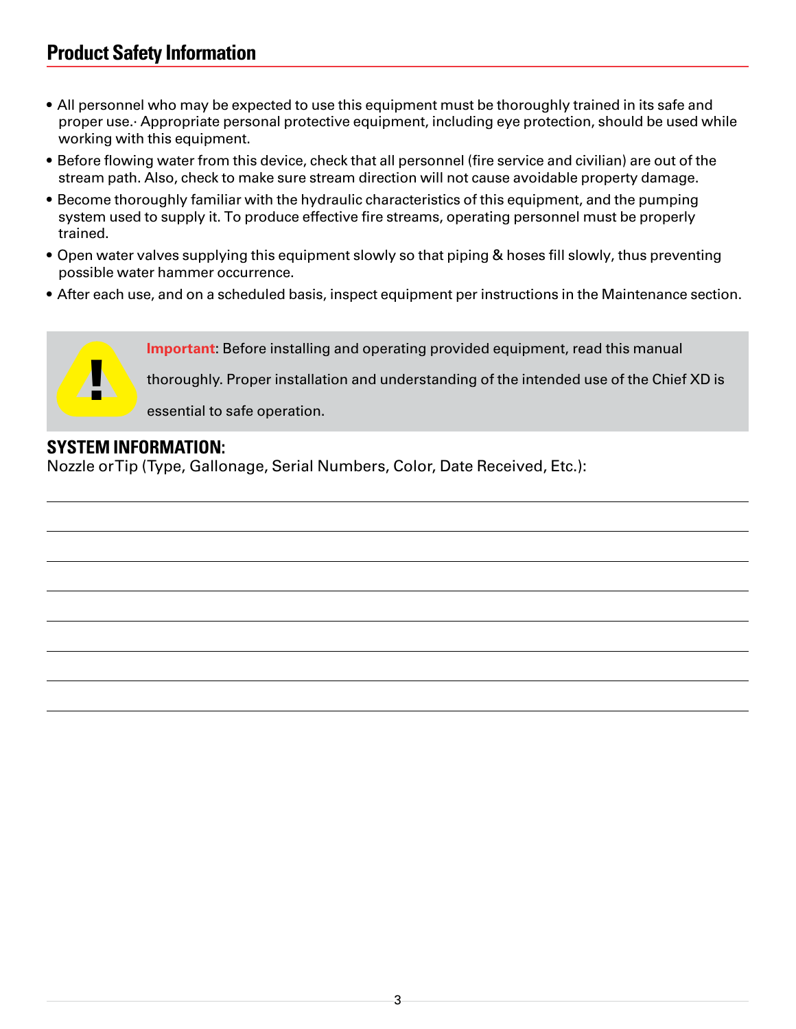## Product Safety Information

- All personnel who may be expected to use this equipment must be thoroughly trained in its safe and proper use.· Appropriate personal protective equipment, including eye protection, should be used while working with this equipment.
- Before flowing water from this device, check that all personnel (fire service and civilian) are out of the stream path. Also, check to make sure stream direction will not cause avoidable property damage.
- Become thoroughly familiar with the hydraulic characteristics of this equipment, and the pumping system used to supply it. To produce effective fire streams, operating personnel must be properly trained.
- Open water valves supplying this equipment slowly so that piping & hoses fill slowly, thus preventing possible water hammer occurrence.
- After each use, and on a scheduled basis, inspect equipment per instructions in the Maintenance section.

**Important**: Before installing and operating provided equipment, read this manual thoroughly. Proper installation and understanding of the intended use of the Chief XD is essential to safe operation.

**SYSTEM INFORMATION:**

Nozzle or Tip (Type, Gallonage, Serial Numbers, Color, Date Received, Etc.):

\_\_\_\_\_\_\_\_\_\_\_\_\_\_\_\_\_\_\_\_\_\_\_\_\_\_\_\_\_\_\_\_\_\_\_\_\_\_\_\_\_\_\_\_\_\_\_\_\_\_\_\_\_\_\_\_\_\_\_\_

\_\_\_\_\_\_\_\_\_\_\_\_\_\_\_\_\_\_\_\_\_\_\_\_\_\_\_\_\_\_\_\_\_\_\_\_\_\_\_\_\_\_\_\_\_\_\_\_\_\_\_\_\_\_\_\_\_\_\_\_

\_\_\_\_\_\_\_\_\_\_\_\_\_\_\_\_\_\_\_\_\_\_\_\_\_\_\_\_\_\_\_\_\_\_\_\_\_\_\_\_\_\_\_\_\_\_\_\_\_\_\_\_\_\_\_\_\_\_\_\_

\_\_\_\_\_\_\_\_\_\_\_\_\_\_\_\_\_\_\_\_\_\_\_\_\_\_\_\_\_\_\_\_\_\_\_\_\_\_\_\_\_\_\_\_\_\_\_\_\_\_\_\_\_\_\_\_\_\_\_\_

\_\_\_\_\_\_\_\_\_\_\_\_\_\_\_\_\_\_\_\_\_\_\_\_\_\_\_\_\_\_\_\_\_\_\_\_\_\_\_\_\_\_\_\_\_\_\_\_\_\_\_\_\_\_\_\_\_\_\_\_

\_\_\_\_\_\_\_\_\_\_\_\_\_\_\_\_\_\_\_\_\_\_\_\_\_\_\_\_\_\_\_\_\_\_\_\_\_\_\_\_\_\_\_\_\_\_\_\_\_\_\_\_\_\_\_\_\_\_\_\_

\_\_\_\_\_\_\_\_\_\_\_\_\_\_\_\_\_\_\_\_\_\_\_\_\_\_\_\_\_\_\_\_\_\_\_\_\_\_\_\_\_\_\_\_\_\_\_\_\_\_\_\_\_\_\_\_\_\_\_\_

\_\_\_\_\_\_\_\_\_\_\_\_\_\_\_\_\_\_\_\_\_\_\_\_\_\_\_\_\_\_\_\_\_\_\_\_\_\_\_\_\_\_\_\_\_\_\_\_\_\_\_\_\_\_\_\_\_\_\_\_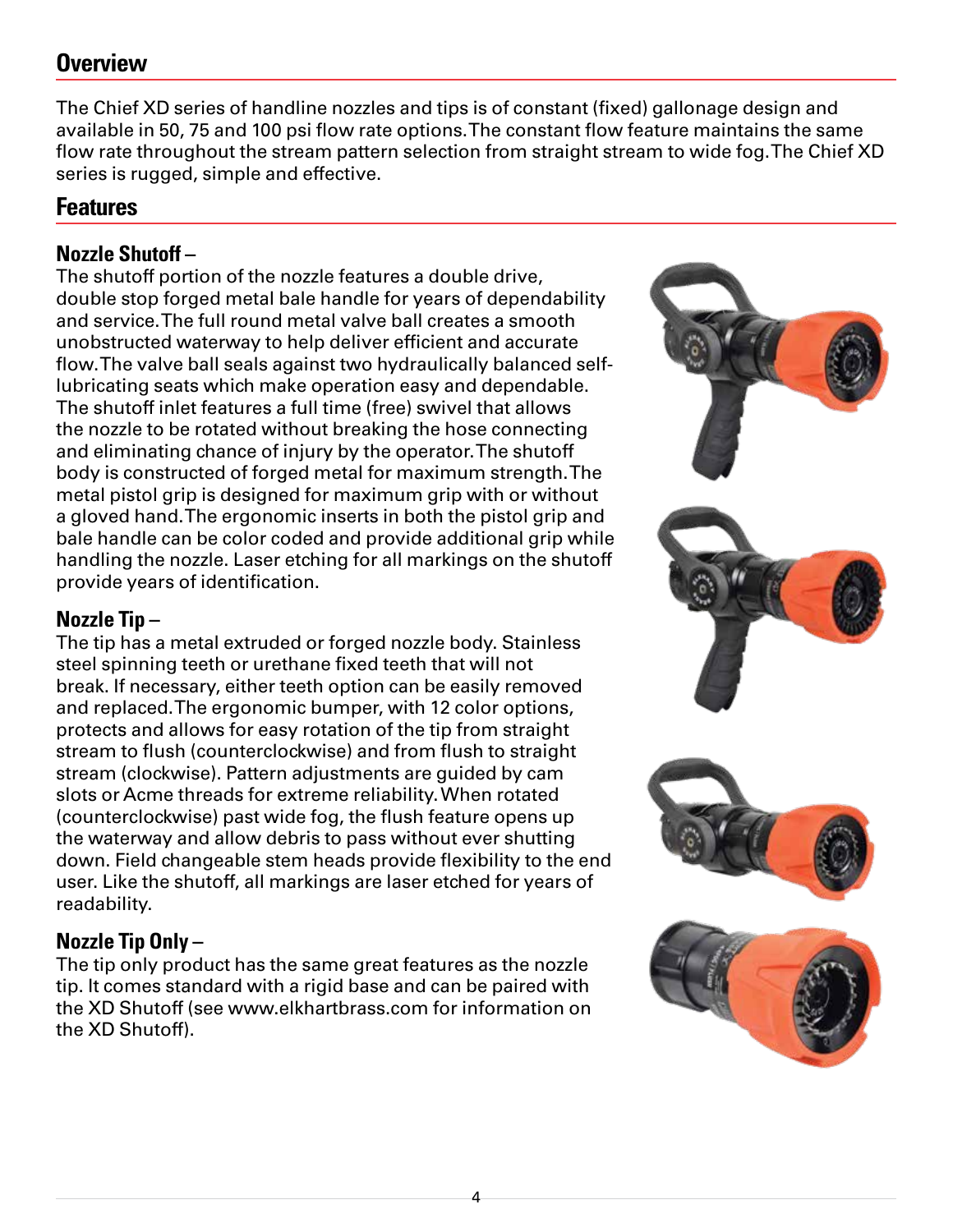## Overview

The Chief XD series of handline nozzles and tips is of constant (fixed) gallonage design and available in 50, 75 and 100 psi flow rate options. The constant flow feature maintains the same flow rate throughout the stream pattern selection from straight stream to wide fog. The Chief XD series is rugged, simple and effective.

## Features

### Nozzle Shutoff –

The shutoff portion of the nozzle features a double drive, double stop forged metal bale handle for years of dependability and service. The full round metal valve ball creates a smooth unobstructed waterway to help deliver efficient and accurate flow. The valve ball seals against two hydraulically balanced self-lubricating seats which make operation easy and dependable. The shutoff inlet features a full time (free) swivel that allows the nozzle to be rotated without breaking the hose connecting and eliminating chance of injury by the operator. The shutoff body is constructed of forged metal for maximum strength. The metal pistol grip is designed for maximum grip with or without a gloved hand. The ergonomic inserts in both the pistol grip and bale handle can be color coded and provide additional grip while handling the nozzle. Laser etching for all markings on the shutoff provide years of identification.

### Nozzle Tip –

The tip has a metal extruded or forged nozzle body. Stainless steel spinning teeth or urethane fixed teeth that will not break. If necessary, either teeth option can be easily removed and replaced. The ergonomic bumper, with 12 color options, protects and allows for easy rotation of the tip from straight stream to flush (counterclockwise) and from flush to straight stream (clockwise). Pattern adjustments are guided by cam slots or Acme threads for extreme reliability. When rotated (counterclockwise) past wide fog, the flush feature opens up the waterway and allow debris to pass without ever shutting down. Field changeable stem heads provide flexibility to the end user. Like the shutoff, all markings are laser etched for years of readability.

### Nozzle Tip Only –

The tip only product has the same great features as the nozzle tip. It comes standard with a rigid base and can be paired with the XD Shutoff (see www.elkhartbrass.com for information on the XD Shutoff).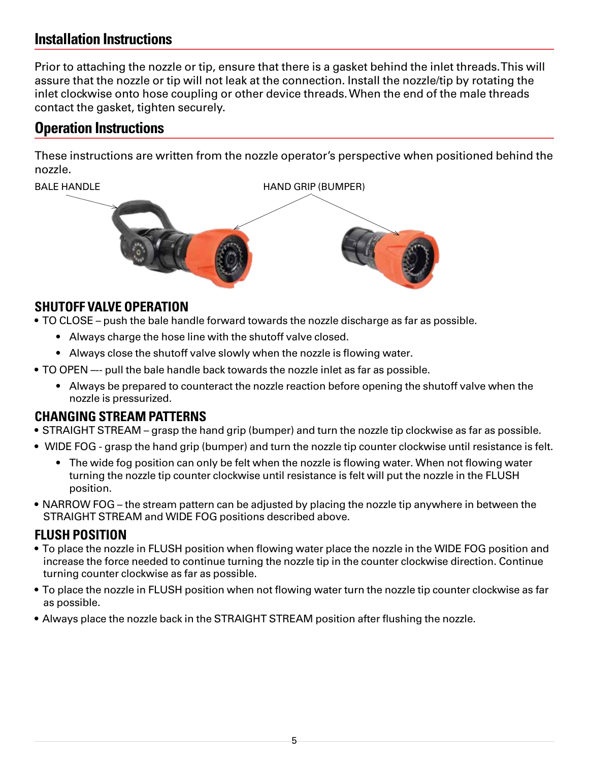## Installation Instructions

Prior to attaching the nozzle or tip, ensure that there is a gasket behind the inlet threads. This will assure that the nozzle or tip will not leak at the connection. Install the nozzle/tip by rotating the inlet clockwise onto hose coupling or other device threads. When the end of the male threads contact the gasket, tighten securely.

## Operation Instructions

These instructions are written from the nozzle operator's perspective when positioned behind the nozzle.

BALE HANDLE

HAND GRIP (BUMPER)

### SHUTOFF VALVE OPERATION

- TO CLOSE – push the bale handle forward towards the nozzle discharge as far as possible.
  - Always charge the hose line with the shutoff valve closed.
  - Always close the shutoff valve slowly when the nozzle is flowing water.
- TO OPEN —- pull the bale handle back towards the nozzle inlet as far as possible.
  - Always be prepared to counteract the nozzle reaction before opening the shutoff valve when the nozzle is pressurized.

### CHANGING STREAM PATTERNS

- STRAIGHT STREAM – grasp the hand grip (bumper) and turn the nozzle tip clockwise as far as possible.
- WIDE FOG - grasp the hand grip (bumper) and turn the nozzle tip counter clockwise until resistance is felt.
  - The wide fog position can only be felt when the nozzle is flowing water. When not flowing water turning the nozzle tip counter clockwise until resistance is felt will put the nozzle in the FLUSH position.
- NARROW FOG – the stream pattern can be adjusted by placing the nozzle tip anywhere in between the STRAIGHT STREAM and WIDE FOG positions described above.

### FLUSH POSITION

- To place the nozzle in FLUSH position when flowing water place the nozzle in the WIDE FOG position and increase the force needed to continue turning the nozzle tip in the counter clockwise direction. Continue turning counter clockwise as far as possible.
- To place the nozzle in FLUSH position when not flowing water turn the nozzle tip counter clockwise as far as possible.
- Always place the nozzle back in the STRAIGHT STREAM position after flushing the nozzle.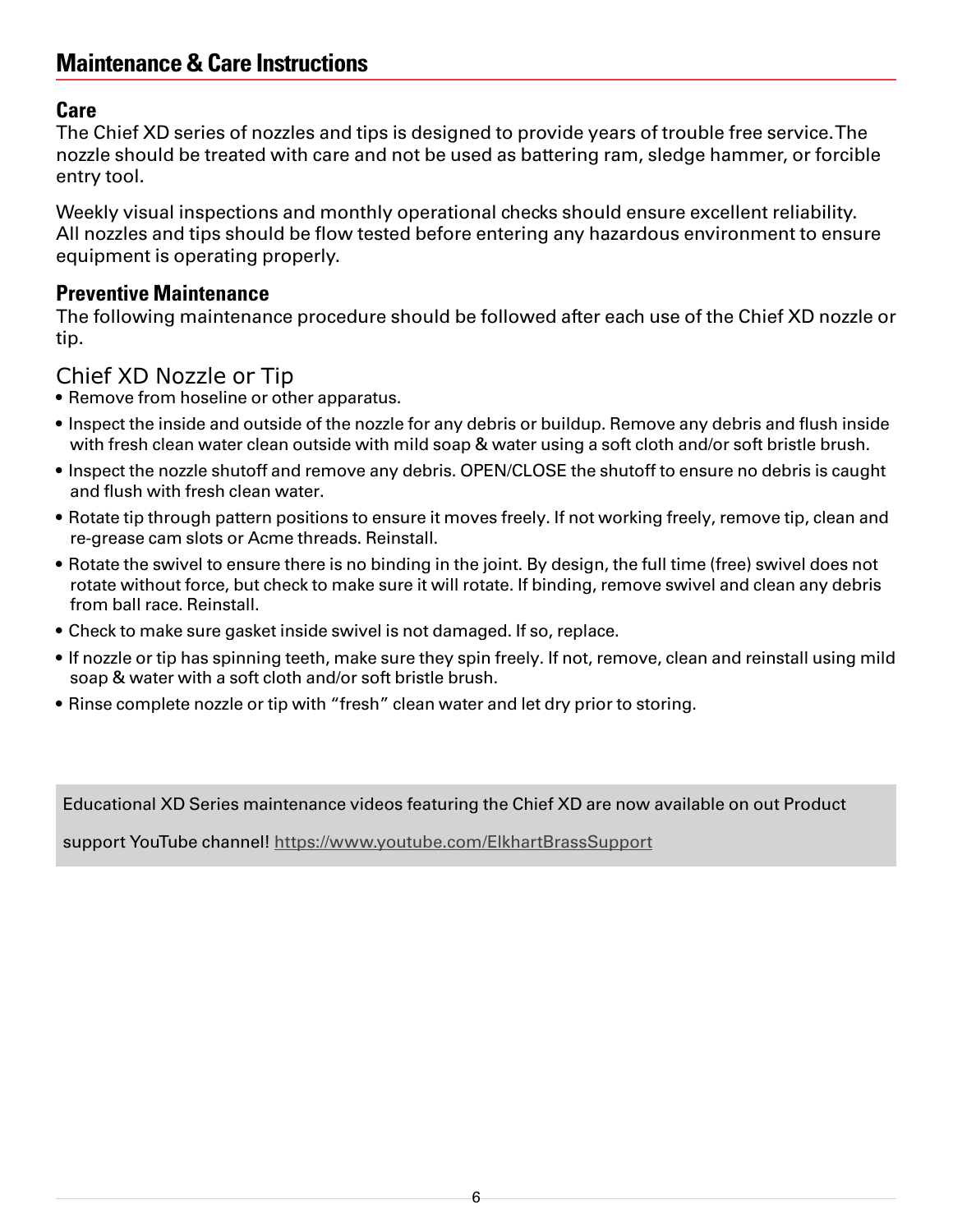## Maintenance & Care Instructions

### Care

The Chief XD series of nozzles and tips is designed to provide years of trouble free service. The nozzle should be treated with care and not be used as battering ram, sledge hammer, or forcible entry tool.

Weekly visual inspections and monthly operational checks should ensure excellent reliability. All nozzles and tips should be flow tested before entering any hazardous environment to ensure equipment is operating properly.

### Preventive Maintenance

The following maintenance procedure should be followed after each use of the Chief XD nozzle or tip.

### Chief XD Nozzle or Tip

- Remove from hoseline or other apparatus.
- Inspect the inside and outside of the nozzle for any debris or buildup. Remove any debris and flush inside with fresh clean water clean outside with mild soap & water using a soft cloth and/or soft bristle brush.
- Inspect the nozzle shutoff and remove any debris. OPEN/CLOSE the shutoff to ensure no debris is caught and flush with fresh clean water.
- Rotate tip through pattern positions to ensure it moves freely. If not working freely, remove tip, clean and re-grease cam slots or Acme threads. Reinstall.
- Rotate the swivel to ensure there is no binding in the joint. By design, the full time (free) swivel does not rotate without force, but check to make sure it will rotate. If binding, remove swivel and clean any debris from ball race. Reinstall.
- Check to make sure gasket inside swivel is not damaged. If so, replace.
- If nozzle or tip has spinning teeth, make sure they spin freely. If not, remove, clean and reinstall using mild soap & water with a soft cloth and/or soft bristle brush.
- Rinse complete nozzle or tip with “fresh” clean water and let dry prior to storing.

Educational XD Series maintenance videos featuring the Chief XD are now available on out Product support YouTube channel! https://www.youtube.com/ElkhartBrassSupport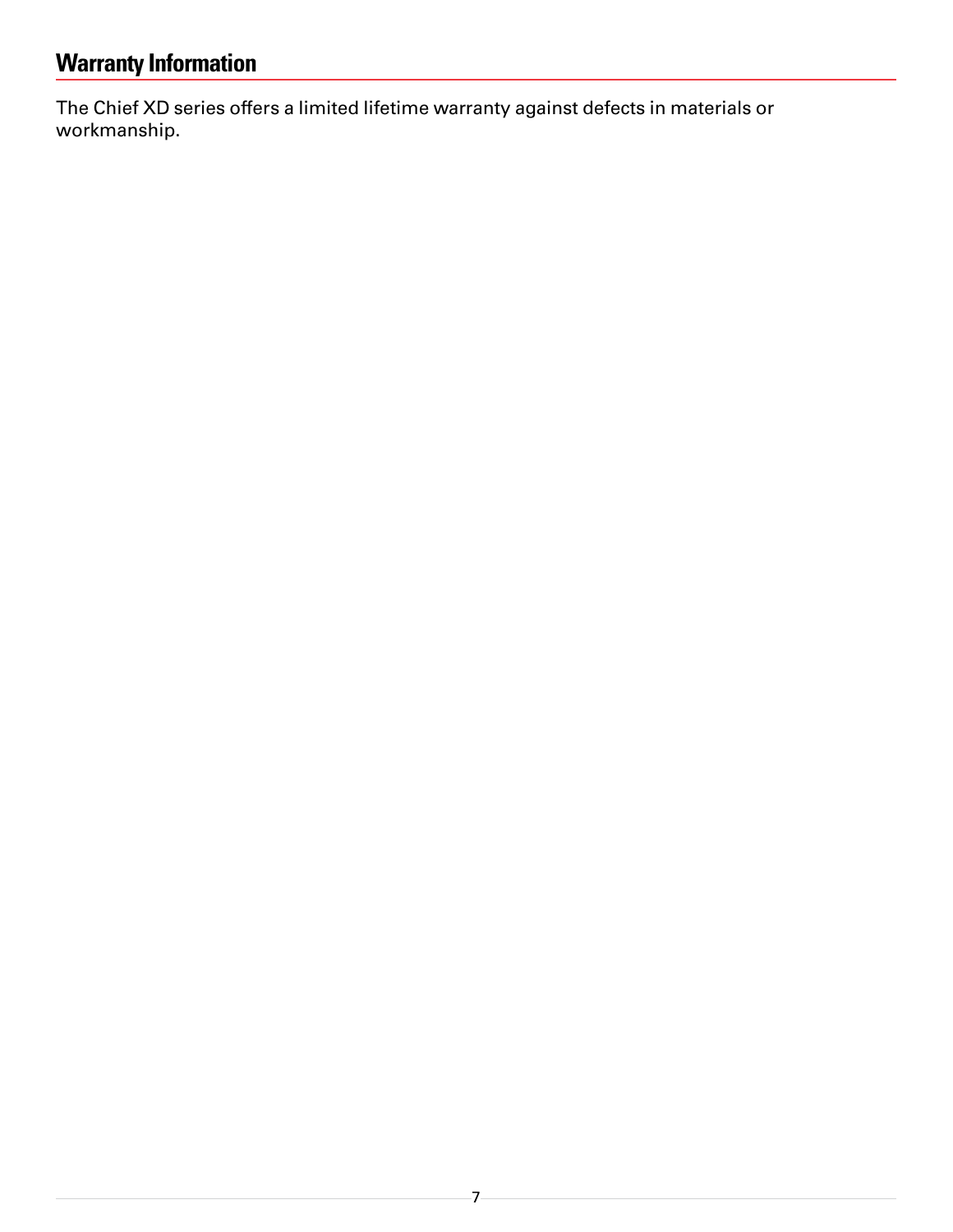## Warranty Information

The Chief XD series offers a limited lifetime warranty against defects in materials or workmanship.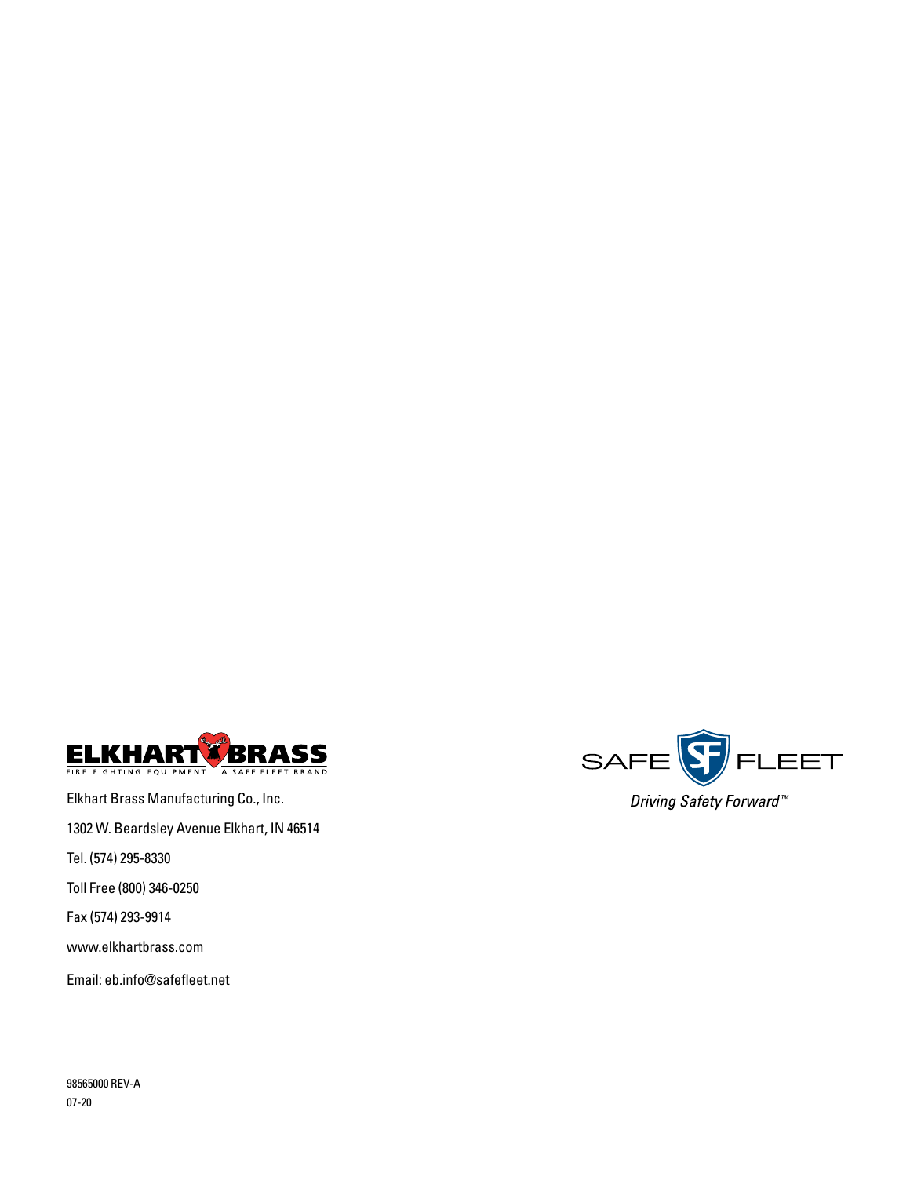ELKHART BRASS
FIRE FIGHTING EQUIPMENT A SAFE FLEET BRAND

Elkhart Brass Manufacturing Co., Inc.

1302 W. Beardsley Avenue Elkhart, IN 46514

Tel. (574) 295-8330

Toll Free (800) 346-0250

Fax (574) 293-9914

www.elkhartbrass.com

Email: eb.info@safefleet.net

SAFE FLEET

*Driving Safety Forward™*

98565000 REV-A

07-20